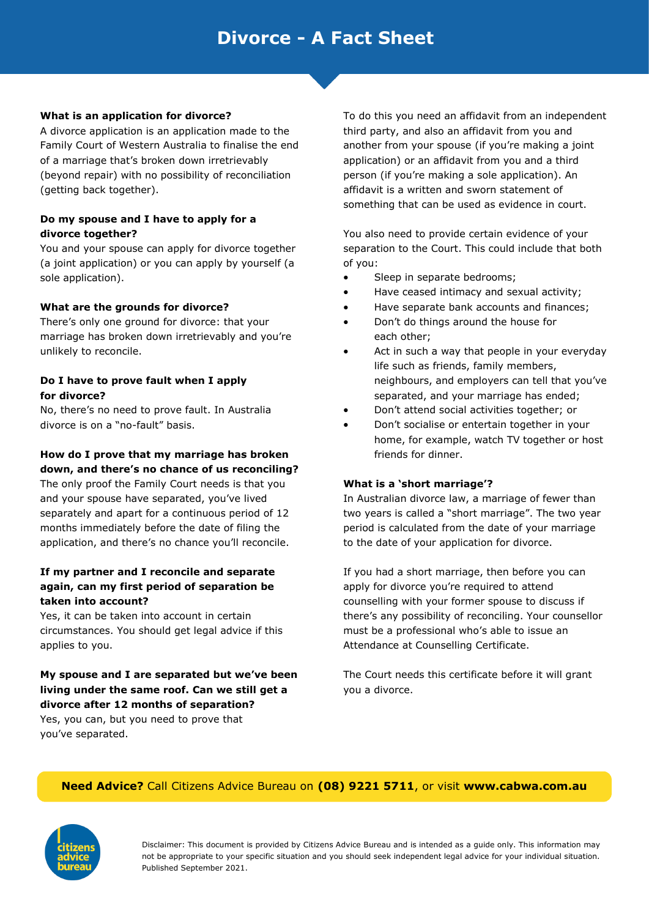# Divorce - A Fact Sheet

**What is an application for divorce?**

A divorce application is an application made to the Family Court of Western Australia to finalise the end of a marriage that's broken down irretrievably (beyond repair) with no possibility of reconciliation (getting back together).

**Do my spouse and I have to apply for a divorce together?**

You and your spouse can apply for divorce together (a joint application) or you can apply by yourself (a sole application).

**What are the grounds for divorce?**

There's only one ground for divorce: that your marriage has broken down irretrievably and you're unlikely to reconcile.

**Do I have to prove fault when I apply for divorce?**

No, there's no need to prove fault. In Australia divorce is on a "no-fault" basis.

**How do I prove that my marriage has broken down, and there's no chance of us reconciling?**

The only proof the Family Court needs is that you and your spouse have separated, you've lived separately and apart for a continuous period of 12 months immediately before the date of filing the application, and there's no chance you'll reconcile.

**If my partner and I reconcile and separate again, can my first period of separation be taken into account?**

Yes, it can be taken into account in certain circumstances. You should get legal advice if this applies to you.

**My spouse and I are separated but we've been living under the same roof. Can we still get a divorce after 12 months of separation?**

Yes, you can, but you need to prove that you've separated.

To do this you need an affidavit from an independent third party, and also an affidavit from you and another from your spouse (if you're making a joint application) or an affidavit from you and a third person (if you're making a sole application). An affidavit is a written and sworn statement of something that can be used as evidence in court.

You also need to provide certain evidence of your separation to the Court. This could include that both of you:

- Sleep in separate bedrooms;
- Have ceased intimacy and sexual activity;
- Have separate bank accounts and finances;
- Don't do things around the house for each other;
- Act in such a way that people in your everyday life such as friends, family members, neighbours, and employers can tell that you've separated, and your marriage has ended;
- Don't attend social activities together; or
- Don't socialise or entertain together in your home, for example, watch TV together or host friends for dinner.

**What is a 'short marriage'?**

In Australian divorce law, a marriage of fewer than two years is called a "short marriage". The two year period is calculated from the date of your marriage to the date of your application for divorce.

If you had a short marriage, then before you can apply for divorce you're required to attend counselling with your former spouse to discuss if there's any possibility of reconciling. Your counsellor must be a professional who's able to issue an Attendance at Counselling Certificate.

The Court needs this certificate before it will grant you a divorce.

**Need Advice?** Call Citizens Advice Bureau on **(08) 9221 5711**, or visit **www.cabwa.com.au**

citizens advice bureau

Disclaimer: This document is provided by Citizens Advice Bureau and is intended as a guide only. This information may not be appropriate to your specific situation and you should seek independent legal advice for your individual situation. Published September 2021.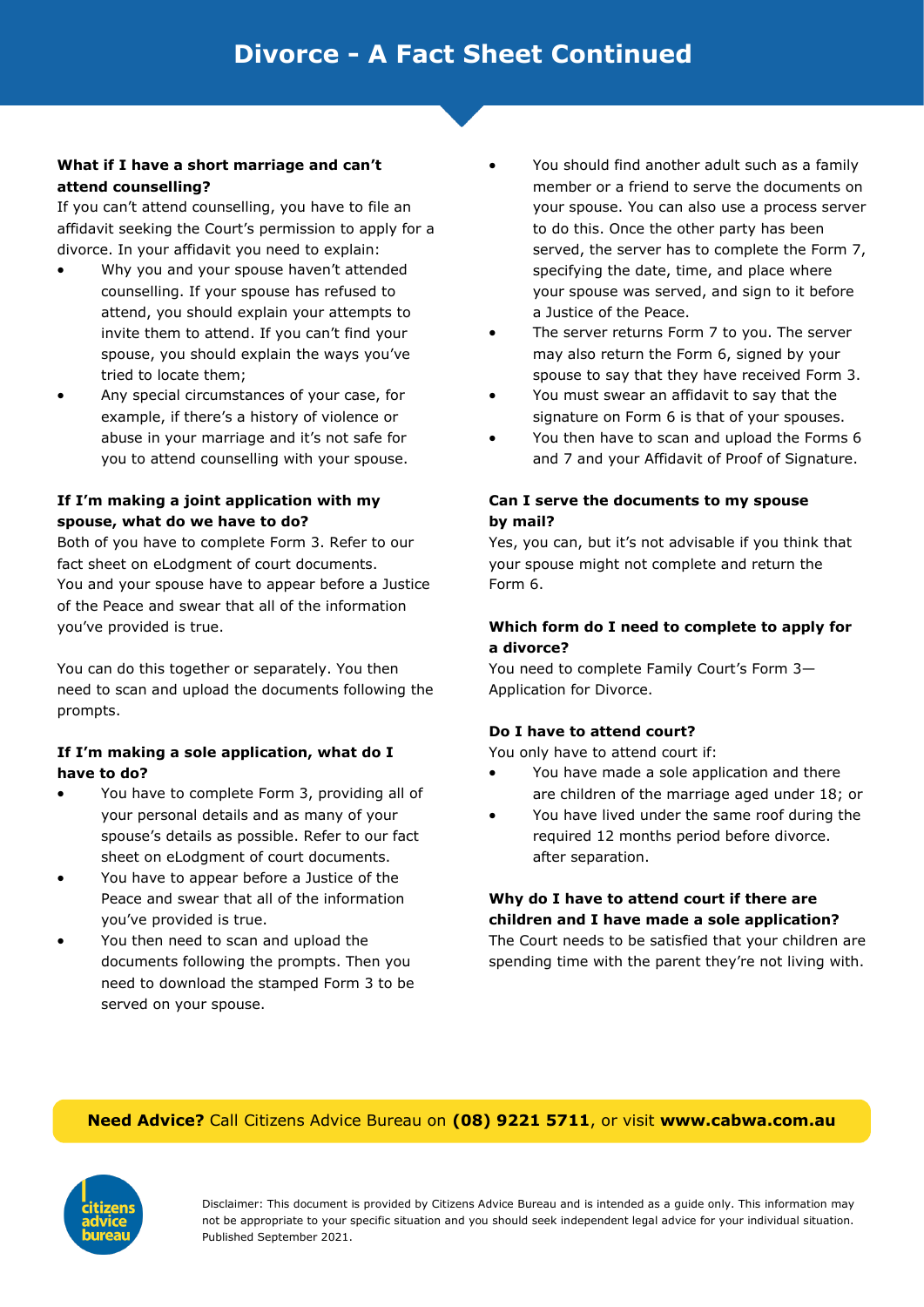# Divorce - A Fact Sheet Continued

**What if I have a short marriage and can't attend counselling?**

If you can't attend counselling, you have to file an affidavit seeking the Court's permission to apply for a divorce. In your affidavit you need to explain:

- Why you and your spouse haven't attended counselling. If your spouse has refused to attend, you should explain your attempts to invite them to attend. If you can't find your spouse, you should explain the ways you've tried to locate them;
- Any special circumstances of your case, for example, if there's a history of violence or abuse in your marriage and it's not safe for you to attend counselling with your spouse.

**If I'm making a joint application with my spouse, what do we have to do?**

Both of you have to complete Form 3. Refer to our fact sheet on eLodgment of court documents. You and your spouse have to appear before a Justice of the Peace and swear that all of the information you've provided is true.

You can do this together or separately. You then need to scan and upload the documents following the prompts.

**If I'm making a sole application, what do I have to do?**

- You have to complete Form 3, providing all of your personal details and as many of your spouse's details as possible. Refer to our fact sheet on eLodgment of court documents.
- You have to appear before a Justice of the Peace and swear that all of the information you've provided is true.
- You then need to scan and upload the documents following the prompts. Then you need to download the stamped Form 3 to be served on your spouse.
- You should find another adult such as a family member or a friend to serve the documents on your spouse. You can also use a process server to do this. Once the other party has been served, the server has to complete the Form 7, specifying the date, time, and place where your spouse was served, and sign to it before a Justice of the Peace.
- The server returns Form 7 to you. The server may also return the Form 6, signed by your spouse to say that they have received Form 3.
- You must swear an affidavit to say that the signature on Form 6 is that of your spouses.
- You then have to scan and upload the Forms 6 and 7 and your Affidavit of Proof of Signature.

**Can I serve the documents to my spouse by mail?**

Yes, you can, but it's not advisable if you think that your spouse might not complete and return the Form 6.

**Which form do I need to complete to apply for a divorce?**

You need to complete Family Court's Form 3—Application for Divorce.

**Do I have to attend court?**

You only have to attend court if:

- You have made a sole application and there are children of the marriage aged under 18; or
- You have lived under the same roof during the required 12 months period before divorce. after separation.

**Why do I have to attend court if there are children and I have made a sole application?**

The Court needs to be satisfied that your children are spending time with the parent they're not living with.

**Need Advice?** Call Citizens Advice Bureau on **(08) 9221 5711**, or visit **www.cabwa.com.au**

Disclaimer: This document is provided by Citizens Advice Bureau and is intended as a guide only. This information may not be appropriate to your specific situation and you should seek independent legal advice for your individual situation. Published September 2021.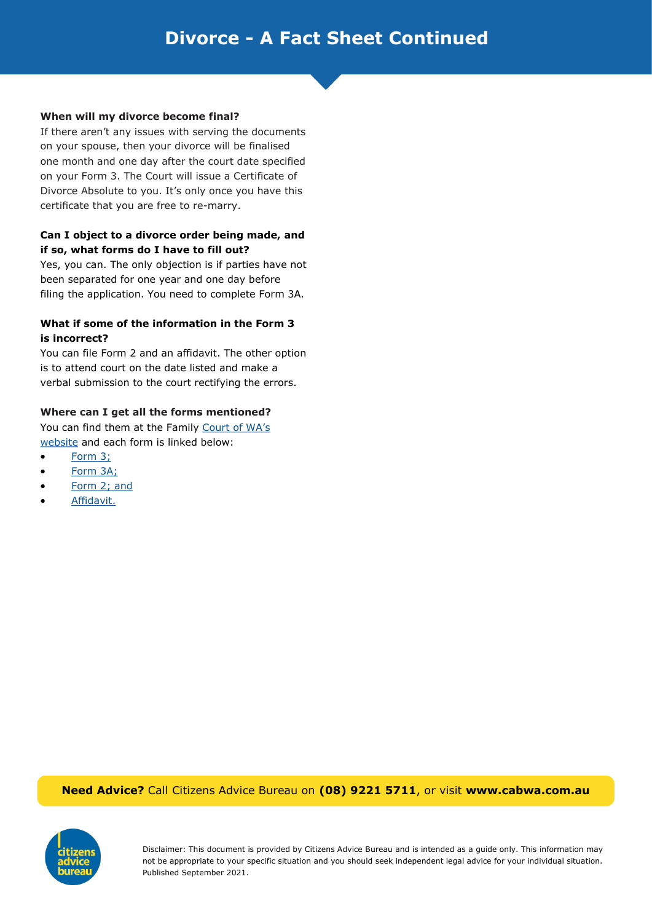# Divorce - A Fact Sheet Continued

**When will my divorce become final?**

If there aren't any issues with serving the documents on your spouse, then your divorce will be finalised one month and one day after the court date specified on your Form 3. The Court will issue a Certificate of Divorce Absolute to you. It's only once you have this certificate that you are free to re-marry.

**Can I object to a divorce order being made, and if so, what forms do I have to fill out?**

Yes, you can. The only objection is if parties have not been separated for one year and one day before filing the application. You need to complete Form 3A.

**What if some of the information in the Form 3 is incorrect?**

You can file Form 2 and an affidavit. The other option is to attend court on the date listed and make a verbal submission to the court rectifying the errors.

**Where can I get all the forms mentioned?**

You can find them at the Family Court of WA's website and each form is linked below:

- Form 3;
- Form 3A;
- Form 2; and
- Affidavit.

**Need Advice?** Call Citizens Advice Bureau on **(08) 9221 5711**, or visit **www.cabwa.com.au**

Disclaimer: This document is provided by Citizens Advice Bureau and is intended as a guide only. This information may not be appropriate to your specific situation and you should seek independent legal advice for your individual situation. Published September 2021.